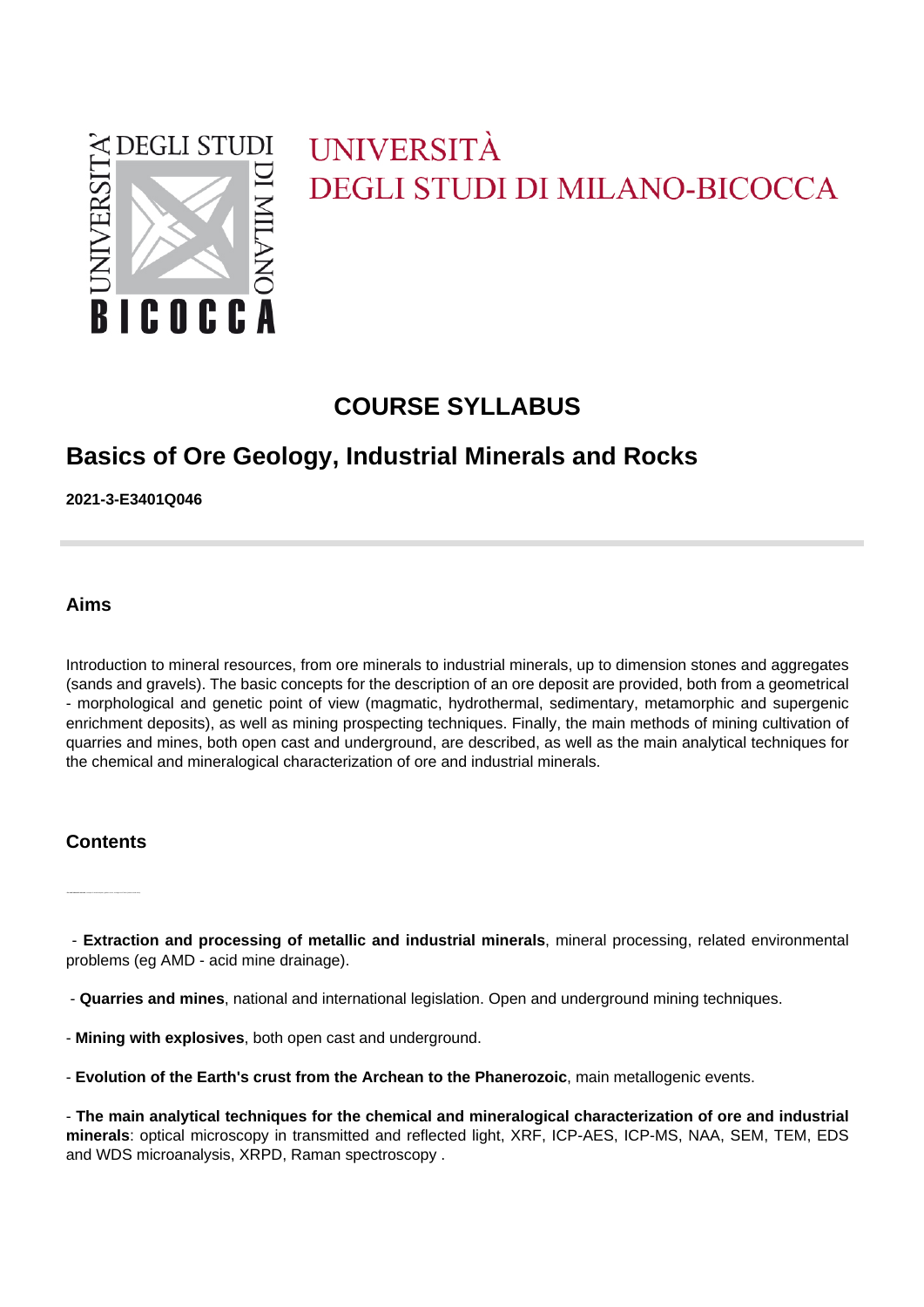UNIVERSITÀ
DEGLI STUDI DI MILANO-BICOCCA

# COURSE SYLLABUS

## Basics of Ore Geology, Industrial Minerals and Rocks

**2021-3-E3401Q046**

### Aims

Introduction to mineral resources, from ore minerals to industrial minerals, up to dimension stones and aggregates (sands and gravels). The basic concepts for the description of an ore deposit are provided, both from a geometrical - morphological and genetic point of view (magmatic, hydrothermal, sedimentary, metamorphic and supergenic enrichment deposits), as well as mining prospecting techniques. Finally, the main methods of mining cultivation of quarries and mines, both open cast and underground, are described, as well as the main analytical techniques for the chemical and mineralogical characterization of ore and industrial minerals.

### Contents

- **Extraction and processing of metallic and industrial minerals**, mineral processing, related environmental problems (eg AMD - acid mine drainage).

- **Quarries and mines**, national and international legislation. Open and underground mining techniques.

- **Mining with explosives**, both open cast and underground.

- **Evolution of the Earth's crust from the Archean to the Phanerozoic**, main metallogenic events.

- **The main analytical techniques for the chemical and mineralogical characterization of ore and industrial minerals**: optical microscopy in transmitted and reflected light, XRF, ICP-AES, ICP-MS, NAA, SEM, TEM, EDS and WDS microanalysis, XRPD, Raman spectroscopy .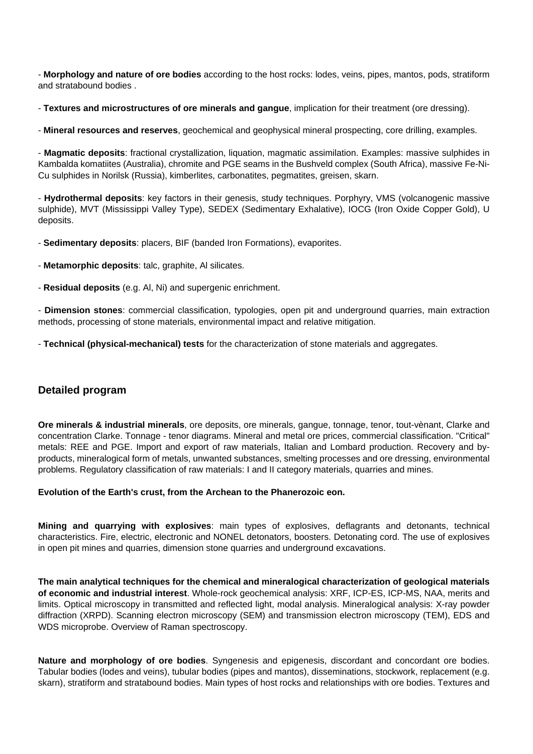- **Morphology and nature of ore bodies** according to the host rocks: lodes, veins, pipes, mantos, pods, stratiform and stratabound bodies .

- **Textures and microstructures of ore minerals and gangue**, implication for their treatment (ore dressing).

- **Mineral resources and reserves**, geochemical and geophysical mineral prospecting, core drilling, examples.

- **Magmatic deposits**: fractional crystallization, liquation, magmatic assimilation. Examples: massive sulphides in Kambalda komatiites (Australia), chromite and PGE seams in the Bushveld complex (South Africa), massive Fe-Ni-Cu sulphides in Norilsk (Russia), kimberlites, carbonatites, pegmatites, greisen, skarn.

- **Hydrothermal deposits**: key factors in their genesis, study techniques. Porphyry, VMS (volcanogenic massive sulphide), MVT (Mississippi Valley Type), SEDEX (Sedimentary Exhalative), IOCG (Iron Oxide Copper Gold), U deposits.

- **Sedimentary deposits**: placers, BIF (banded Iron Formations), evaporites.

- **Metamorphic deposits**: talc, graphite, Al silicates.

- **Residual deposits** (e.g. Al, Ni) and supergenic enrichment.

- **Dimension stones**: commercial classification, typologies, open pit and underground quarries, main extraction methods, processing of stone materials, environmental impact and relative mitigation.

- **Technical (physical-mechanical) tests** for the characterization of stone materials and aggregates.

## Detailed program

**Ore minerals & industrial minerals**, ore deposits, ore minerals, gangue, tonnage, tenor, tout-vènant, Clarke and concentration Clarke. Tonnage - tenor diagrams. Mineral and metal ore prices, commercial classification. "Critical" metals: REE and PGE. Import and export of raw materials, Italian and Lombard production. Recovery and by-products, mineralogical form of metals, unwanted substances, smelting processes and ore dressing, environmental problems. Regulatory classification of raw materials: I and II category materials, quarries and mines.

**Evolution of the Earth's crust, from the Archean to the Phanerozoic eon.**

**Mining and quarrying with explosives**: main types of explosives, deflagrants and detonants, technical characteristics. Fire, electric, electronic and NONEL detonators, boosters. Detonating cord. The use of explosives in open pit mines and quarries, dimension stone quarries and underground excavations.

**The main analytical techniques for the chemical and mineralogical characterization of geological materials of economic and industrial interest**. Whole-rock geochemical analysis: XRF, ICP-ES, ICP-MS, NAA, merits and limits. Optical microscopy in transmitted and reflected light, modal analysis. Mineralogical analysis: X-ray powder diffraction (XRPD). Scanning electron microscopy (SEM) and transmission electron microscopy (TEM), EDS and WDS microprobe. Overview of Raman spectroscopy.

**Nature and morphology of ore bodies**. Syngenesis and epigenesis, discordant and concordant ore bodies. Tabular bodies (lodes and veins), tubular bodies (pipes and mantos), disseminations, stockwork, replacement (e.g. skarn), stratiform and stratabound bodies. Main types of host rocks and relationships with ore bodies. Textures and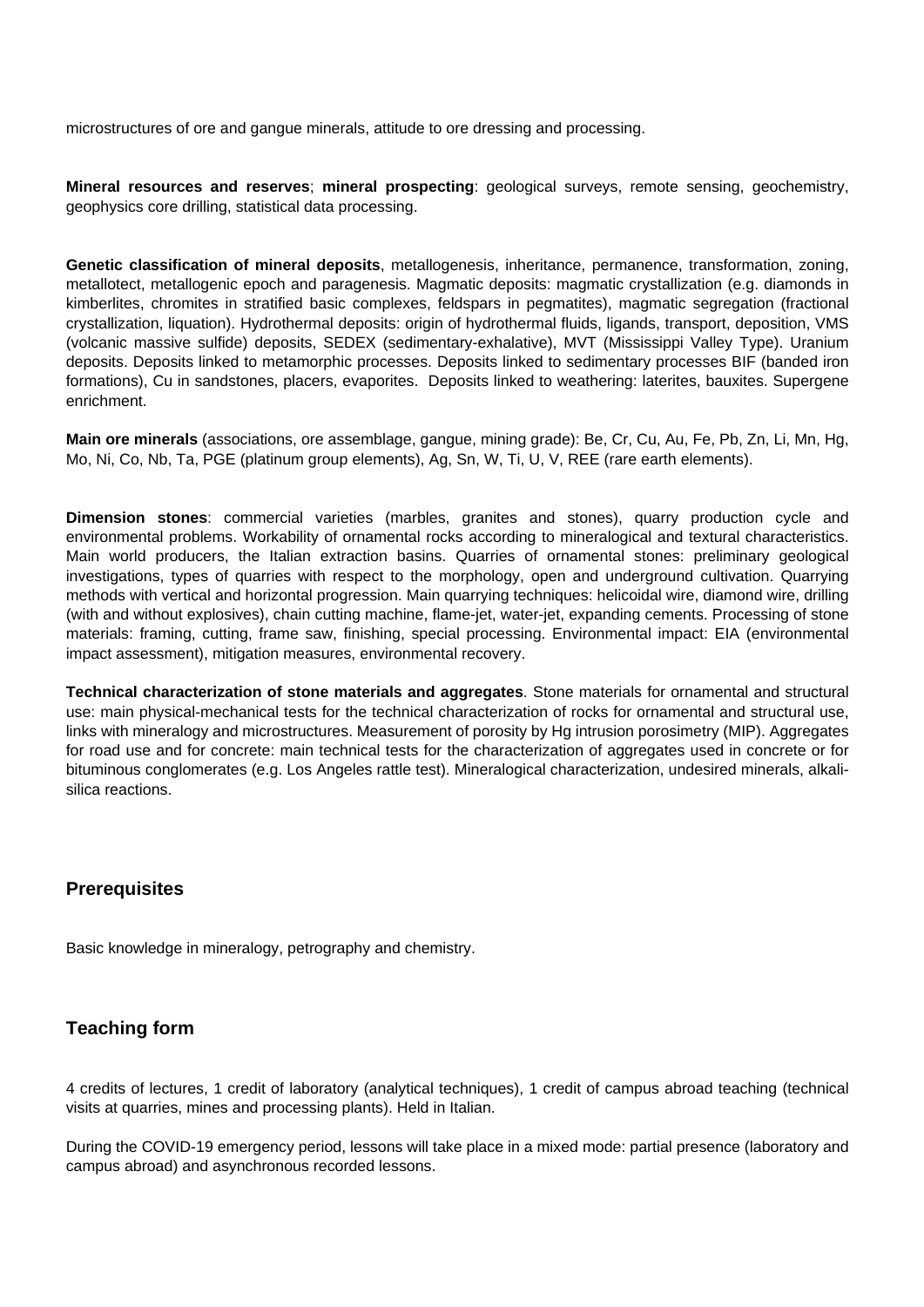microstructures of ore and gangue minerals, attitude to ore dressing and processing.

**Mineral resources and reserves**; **mineral prospecting**: geological surveys, remote sensing, geochemistry, geophysics core drilling, statistical data processing.

**Genetic classification of mineral deposits**, metallogenesis, inheritance, permanence, transformation, zoning, metallotect, metallogenic epoch and paragenesis. Magmatic deposits: magmatic crystallization (e.g. diamonds in kimberlites, chromites in stratified basic complexes, feldspars in pegmatites), magmatic segregation (fractional crystallization, liquation). Hydrothermal deposits: origin of hydrothermal fluids, ligands, transport, deposition, VMS (volcanic massive sulfide) deposits, SEDEX (sedimentary-exhalative), MVT (Mississippi Valley Type). Uranium deposits. Deposits linked to metamorphic processes. Deposits linked to sedimentary processes BIF (banded iron formations), Cu in sandstones, placers, evaporites. Deposits linked to weathering: laterites, bauxites. Supergene enrichment.

**Main ore minerals** (associations, ore assemblage, gangue, mining grade): Be, Cr, Cu, Au, Fe, Pb, Zn, Li, Mn, Hg, Mo, Ni, Co, Nb, Ta, PGE (platinum group elements), Ag, Sn, W, Ti, U, V, REE (rare earth elements).

**Dimension stones**: commercial varieties (marbles, granites and stones), quarry production cycle and environmental problems. Workability of ornamental rocks according to mineralogical and textural characteristics. Main world producers, the Italian extraction basins. Quarries of ornamental stones: preliminary geological investigations, types of quarries with respect to the morphology, open and underground cultivation. Quarrying methods with vertical and horizontal progression. Main quarrying techniques: helicoidal wire, diamond wire, drilling (with and without explosives), chain cutting machine, flame-jet, water-jet, expanding cements. Processing of stone materials: framing, cutting, frame saw, finishing, special processing. Environmental impact: EIA (environmental impact assessment), mitigation measures, environmental recovery.

**Technical characterization of stone materials and aggregates**. Stone materials for ornamental and structural use: main physical-mechanical tests for the technical characterization of rocks for ornamental and structural use, links with mineralogy and microstructures. Measurement of porosity by Hg intrusion porosimetry (MIP). Aggregates for road use and for concrete: main technical tests for the characterization of aggregates used in concrete or for bituminous conglomerates (e.g. Los Angeles rattle test). Mineralogical characterization, undesired minerals, alkali-silica reactions.

## Prerequisites

Basic knowledge in mineralogy, petrography and chemistry.

## Teaching form

4 credits of lectures, 1 credit of laboratory (analytical techniques), 1 credit of campus abroad teaching (technical visits at quarries, mines and processing plants). Held in Italian.

During the COVID-19 emergency period, lessons will take place in a mixed mode: partial presence (laboratory and campus abroad) and asynchronous recorded lessons.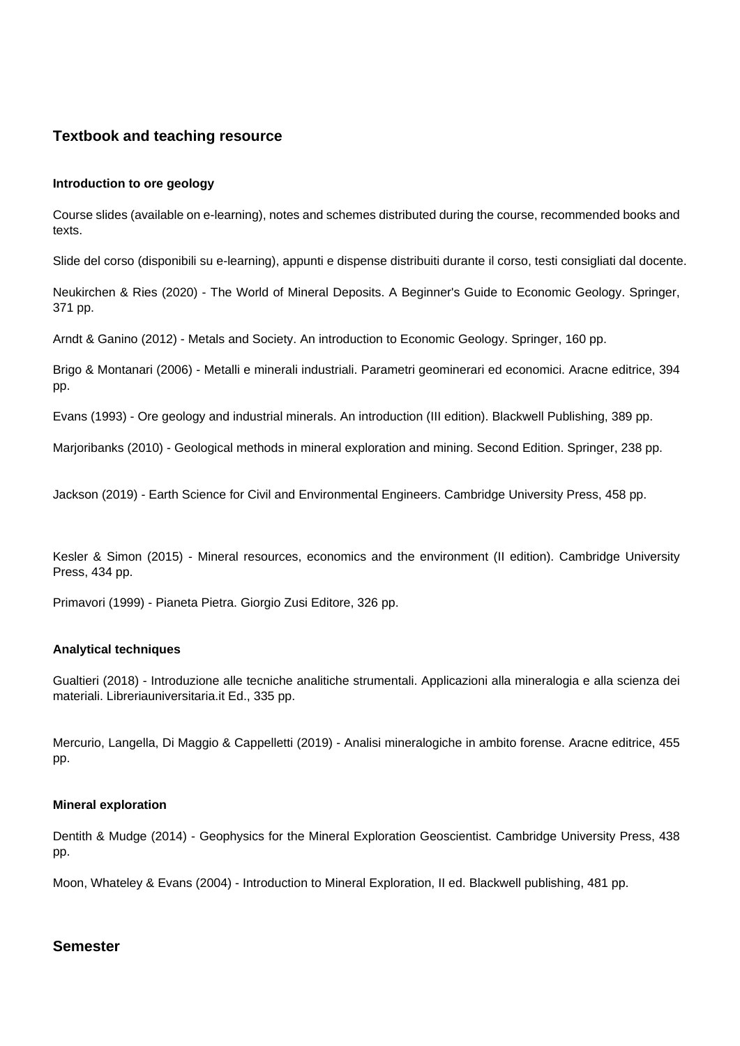## Textbook and teaching resource

#### Introduction to ore geology

Course slides (available on e-learning), notes and schemes distributed during the course, recommended books and texts.

Slide del corso (disponibili su e-learning), appunti e dispense distribuiti durante il corso, testi consigliati dal docente.

Neukirchen & Ries (2020) - The World of Mineral Deposits. A Beginner's Guide to Economic Geology. Springer, 371 pp.

Arndt & Ganino (2012) - Metals and Society. An introduction to Economic Geology. Springer, 160 pp.

Brigo & Montanari (2006) - Metalli e minerali industriali. Parametri geominerari ed economici. Aracne editrice, 394 pp.

Evans (1993) - Ore geology and industrial minerals. An introduction (III edition). Blackwell Publishing, 389 pp.

Marjoribanks (2010) - Geological methods in mineral exploration and mining. Second Edition. Springer, 238 pp.

Jackson (2019) - Earth Science for Civil and Environmental Engineers. Cambridge University Press, 458 pp.

Kesler & Simon (2015) - Mineral resources, economics and the environment (II edition). Cambridge University Press, 434 pp.

Primavori (1999) - Pianeta Pietra. Giorgio Zusi Editore, 326 pp.

#### Analytical techniques

Gualtieri (2018) - Introduzione alle tecniche analitiche strumentali. Applicazioni alla mineralogia e alla scienza dei materiali. Libreriauniversitaria.it Ed., 335 pp.

Mercurio, Langella, Di Maggio & Cappelletti (2019) - Analisi mineralogiche in ambito forense. Aracne editrice, 455 pp.

#### Mineral exploration

Dentith & Mudge (2014) - Geophysics for the Mineral Exploration Geoscientist. Cambridge University Press, 438 pp.

Moon, Whateley & Evans (2004) - Introduction to Mineral Exploration, II ed. Blackwell publishing, 481 pp.

## Semester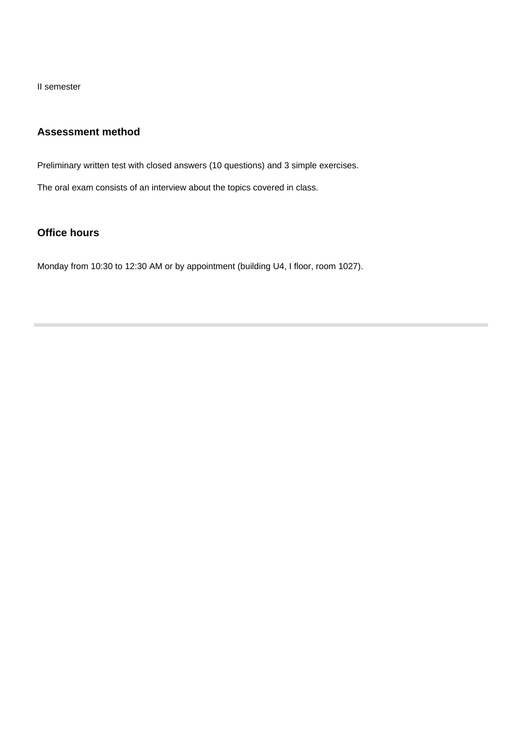II semester

### Assessment method

Preliminary written test with closed answers (10 questions) and 3 simple exercises.

The oral exam consists of an interview about the topics covered in class.

### Office hours

Monday from 10:30 to 12:30 AM or by appointment (building U4, I floor, room 1027).